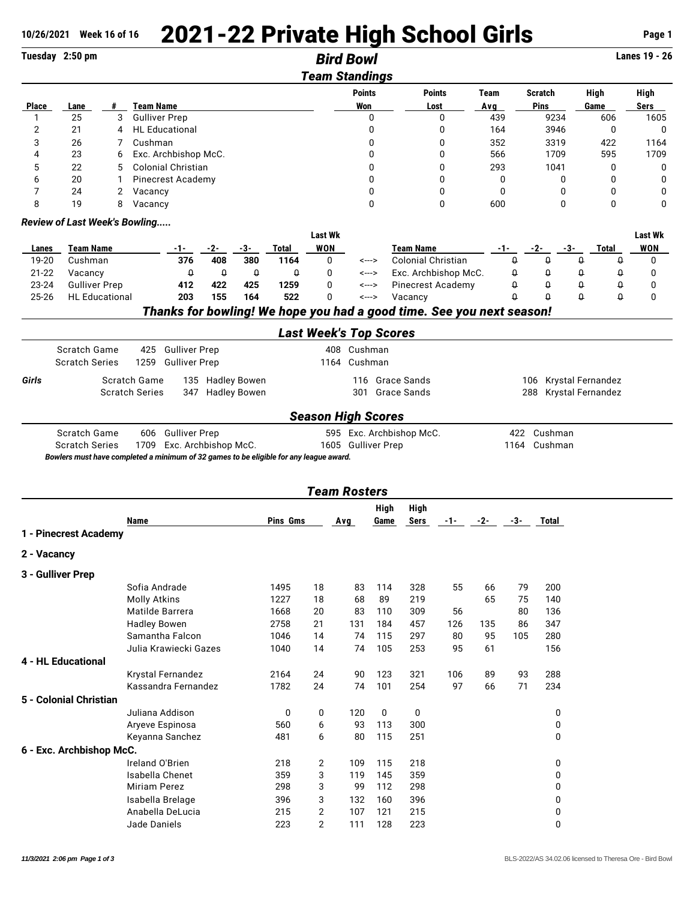10/26/2021 Week 16 of 16

# 2021-22 Private High School Girls

Tuesday 2:50 pm

## Bird Bowl

Lanes 19 - 26

### Team Standings

| Place | Lane | # | Team Name | Points Won | Points Lost | Team Avg | Scratch Pins | High Game | High Sers |
|---|---|---|---|---|---|---|---|---|---|
| 1 | 25 | 3 | Gulliver Prep | 0 | 0 | 439 | 9234 | 606 | 1605 |
| 2 | 21 | 4 | HL Educational | 0 | 0 | 164 | 3946 | 0 | 0 |
| 3 | 26 | 7 | Cushman | 0 | 0 | 352 | 3319 | 422 | 1164 |
| 4 | 23 | 6 | Exc. Archbishop McC. | 0 | 0 | 566 | 1709 | 595 | 1709 |
| 5 | 22 | 5 | Colonial Christian | 0 | 0 | 293 | 1041 | 0 | 0 |
| 6 | 20 | 1 | Pinecrest Academy | 0 | 0 | 0 | 0 | 0 | 0 |
| 7 | 24 | 2 | Vacancy | 0 | 0 | 0 | 0 | 0 | 0 |
| 8 | 19 | 8 | Vacancy | 0 | 0 | 600 | 0 | 0 | 0 |

*Review of Last Week's Bowling.....*

| Lanes | Team Name | -1- | -2- | -3- | Total | Last Wk WON | | Team Name | -1- | -2- | -3- | Total | Last Wk WON |
|---|---|---|---|---|---|---|---|---|---|---|---|---|---|
| 19-20 | Cushman | 376 | 408 | 380 | 1164 | 0 | <---> | Colonial Christian | 0 | 0 | 0 | 0 | 0 |
| 21-22 | Vacancy | 0 | 0 | 0 | 0 | 0 | <---> | Exc. Archbishop McC. | 0 | 0 | 0 | 0 | 0 |
| 23-24 | Gulliver Prep | 412 | 422 | 425 | 1259 | 0 | <---> | Pinecrest Academy | 0 | 0 | 0 | 0 | 0 |
| 25-26 | HL Educational | 203 | 155 | 164 | 522 | 0 | <---> | Vacancy | 0 | 0 | 0 | 0 | 0 |

***Thanks for bowling! We hope you had a good time. See you next season!***

### Last Week's Top Scores

| | | | | |
|---|---|---|---|---|
| | Scratch Game | 425 Gulliver Prep | 408 Cushman | |
| | Scratch Series | 1259 Gulliver Prep | 1164 Cushman | |
| ***Girls*** | Scratch Game | 135 Hadley Bowen | 116 Grace Sands | 106 Krystal Fernandez |
| | Scratch Series | 347 Hadley Bowen | 301 Grace Sands | 288 Krystal Fernandez |

### Season High Scores

| | | | |
|---|---|---|---|
| Scratch Game | 606 Gulliver Prep | 595 Exc. Archbishop McC. | 422 Cushman |
| Scratch Series | 1709 Exc. Archbishop McC. | 1605 Gulliver Prep | 1164 Cushman |

*Bowlers must have completed a minimum of 32 games to be eligible for any league award.*

### Team Rosters

| Team | Name | Pins | Gms | Avg | High Game | High Sers | -1- | -2- | -3- | Total |
|---|---|---|---|---|---|---|---|---|---|---|
| **1 - Pinecrest Academy** | | | | | | | | | | |
| **2 - Vacancy** | | | | | | | | | | |
| **3 - Gulliver Prep** | | | | | | | | | | |
| | Sofia Andrade | 1495 | 18 | 83 | 114 | 328 | 55 | 66 | 79 | 200 |
| | Molly Atkins | 1227 | 18 | 68 | 89 | 219 | | 65 | 75 | 140 |
| | Matilde Barrera | 1668 | 20 | 83 | 110 | 309 | 56 | | 80 | 136 |
| | Hadley Bowen | 2758 | 21 | 131 | 184 | 457 | 126 | 135 | 86 | 347 |
| | Samantha Falcon | 1046 | 14 | 74 | 115 | 297 | 80 | 95 | 105 | 280 |
| | Julia Krawiecki Gazes | 1040 | 14 | 74 | 105 | 253 | 95 | 61 | | 156 |
| **4 - HL Educational** | | | | | | | | | | |
| | Krystal Fernandez | 2164 | 24 | 90 | 123 | 321 | 106 | 89 | 93 | 288 |
| | Kassandra Fernandez | 1782 | 24 | 74 | 101 | 254 | 97 | 66 | 71 | 234 |
| **5 - Colonial Christian** | | | | | | | | | | |
| | Juliana Addison | 0 | 0 | 120 | 0 | 0 | | | | 0 |
| | Aryeve Espinosa | 560 | 6 | 93 | 113 | 300 | | | | 0 |
| | Keyanna Sanchez | 481 | 6 | 80 | 115 | 251 | | | | 0 |
| **6 - Exc. Archbishop McC.** | | | | | | | | | | |
| | Ireland O'Brien | 218 | 2 | 109 | 115 | 218 | | | | 0 |
| | Isabella Chenet | 359 | 3 | 119 | 145 | 359 | | | | 0 |
| | Miriam Perez | 298 | 3 | 99 | 112 | 298 | | | | 0 |
| | Isabella Brelage | 396 | 3 | 132 | 160 | 396 | | | | 0 |
| | Anabella DeLucia | 215 | 2 | 107 | 121 | 215 | | | | 0 |
| | Jade Daniels | 223 | 2 | 111 | 128 | 223 | | | | 0 |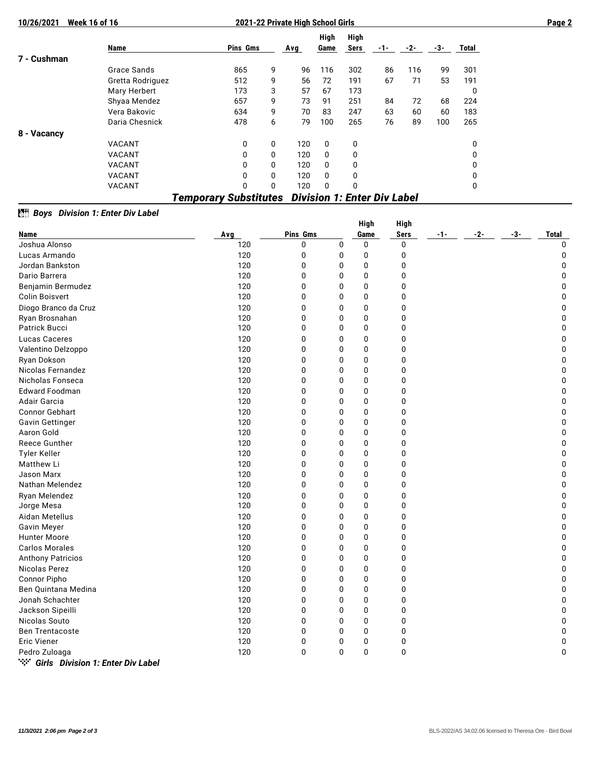| | Name | Pins | Gms | Avg | High Game | High Sers | -1- | -2- | -3- | Total |
|---|---|---|---|---|---|---|---|---|---|---|
| **7 - Cushman** | | | | | | | | | | |
| | Grace Sands | 865 | 9 | 96 | 116 | 302 | 86 | 116 | 99 | 301 |
| | Gretta Rodriguez | 512 | 9 | 56 | 72 | 191 | 67 | 71 | 53 | 191 |
| | Mary Herbert | 173 | 3 | 57 | 67 | 173 | | | | 0 |
| | Shyaa Mendez | 657 | 9 | 73 | 91 | 251 | 84 | 72 | 68 | 224 |
| | Vera Bakovic | 634 | 9 | 70 | 83 | 247 | 63 | 60 | 60 | 183 |
| | Daria Chesnick | 478 | 6 | 79 | 100 | 265 | 76 | 89 | 100 | 265 |
| **8 - Vacancy** | | | | | | | | | | |
| | VACANT | 0 | 0 | 120 | 0 | 0 | | | | 0 |
| | VACANT | 0 | 0 | 120 | 0 | 0 | | | | 0 |
| | VACANT | 0 | 0 | 120 | 0 | 0 | | | | 0 |
| | VACANT | 0 | 0 | 120 | 0 | 0 | | | | 0 |
| | VACANT | 0 | 0 | 120 | 0 | 0 | | | | 0 |

## *Temporary Substitutes Division 1: Enter Div Label*

### *Boys Division 1: Enter Div Label*

| Name | Avg | Pins | Gms | High Game | High Sers | -1- | -2- | -3- | Total |
|---|---|---|---|---|---|---|---|---|---|
| Joshua Alonso | 120 | 0 | 0 | 0 | 0 | | | | 0 |
| Lucas Armando | 120 | 0 | 0 | 0 | 0 | | | | 0 |
| Jordan Bankston | 120 | 0 | 0 | 0 | 0 | | | | 0 |
| Dario Barrera | 120 | 0 | 0 | 0 | 0 | | | | 0 |
| Benjamin Bermudez | 120 | 0 | 0 | 0 | 0 | | | | 0 |
| Colin Boisvert | 120 | 0 | 0 | 0 | 0 | | | | 0 |
| Diogo Branco da Cruz | 120 | 0 | 0 | 0 | 0 | | | | 0 |
| Ryan Brosnahan | 120 | 0 | 0 | 0 | 0 | | | | 0 |
| Patrick Bucci | 120 | 0 | 0 | 0 | 0 | | | | 0 |
| Lucas Caceres | 120 | 0 | 0 | 0 | 0 | | | | 0 |
| Valentino Delzoppo | 120 | 0 | 0 | 0 | 0 | | | | 0 |
| Ryan Dokson | 120 | 0 | 0 | 0 | 0 | | | | 0 |
| Nicolas Fernandez | 120 | 0 | 0 | 0 | 0 | | | | 0 |
| Nicholas Fonseca | 120 | 0 | 0 | 0 | 0 | | | | 0 |
| Edward Foodman | 120 | 0 | 0 | 0 | 0 | | | | 0 |
| Adair Garcia | 120 | 0 | 0 | 0 | 0 | | | | 0 |
| Connor Gebhart | 120 | 0 | 0 | 0 | 0 | | | | 0 |
| Gavin Gettinger | 120 | 0 | 0 | 0 | 0 | | | | 0 |
| Aaron Gold | 120 | 0 | 0 | 0 | 0 | | | | 0 |
| Reece Gunther | 120 | 0 | 0 | 0 | 0 | | | | 0 |
| Tyler Keller | 120 | 0 | 0 | 0 | 0 | | | | 0 |
| Matthew Li | 120 | 0 | 0 | 0 | 0 | | | | 0 |
| Jason Marx | 120 | 0 | 0 | 0 | 0 | | | | 0 |
| Nathan Melendez | 120 | 0 | 0 | 0 | 0 | | | | 0 |
| Ryan Melendez | 120 | 0 | 0 | 0 | 0 | | | | 0 |
| Jorge Mesa | 120 | 0 | 0 | 0 | 0 | | | | 0 |
| Aidan Metellus | 120 | 0 | 0 | 0 | 0 | | | | 0 |
| Gavin Meyer | 120 | 0 | 0 | 0 | 0 | | | | 0 |
| Hunter Moore | 120 | 0 | 0 | 0 | 0 | | | | 0 |
| Carlos Morales | 120 | 0 | 0 | 0 | 0 | | | | 0 |
| Anthony Patricios | 120 | 0 | 0 | 0 | 0 | | | | 0 |
| Nicolas Perez | 120 | 0 | 0 | 0 | 0 | | | | 0 |
| Connor Pipho | 120 | 0 | 0 | 0 | 0 | | | | 0 |
| Ben Quintana Medina | 120 | 0 | 0 | 0 | 0 | | | | 0 |
| Jonah Schachter | 120 | 0 | 0 | 0 | 0 | | | | 0 |
| Jackson Sipeilli | 120 | 0 | 0 | 0 | 0 | | | | 0 |
| Nicolas Souto | 120 | 0 | 0 | 0 | 0 | | | | 0 |
| Ben Trentacoste | 120 | 0 | 0 | 0 | 0 | | | | 0 |
| Eric Viener | 120 | 0 | 0 | 0 | 0 | | | | 0 |
| Pedro Zuloaga | 120 | 0 | 0 | 0 | 0 | | | | 0 |

### *Girls Division 1: Enter Div Label*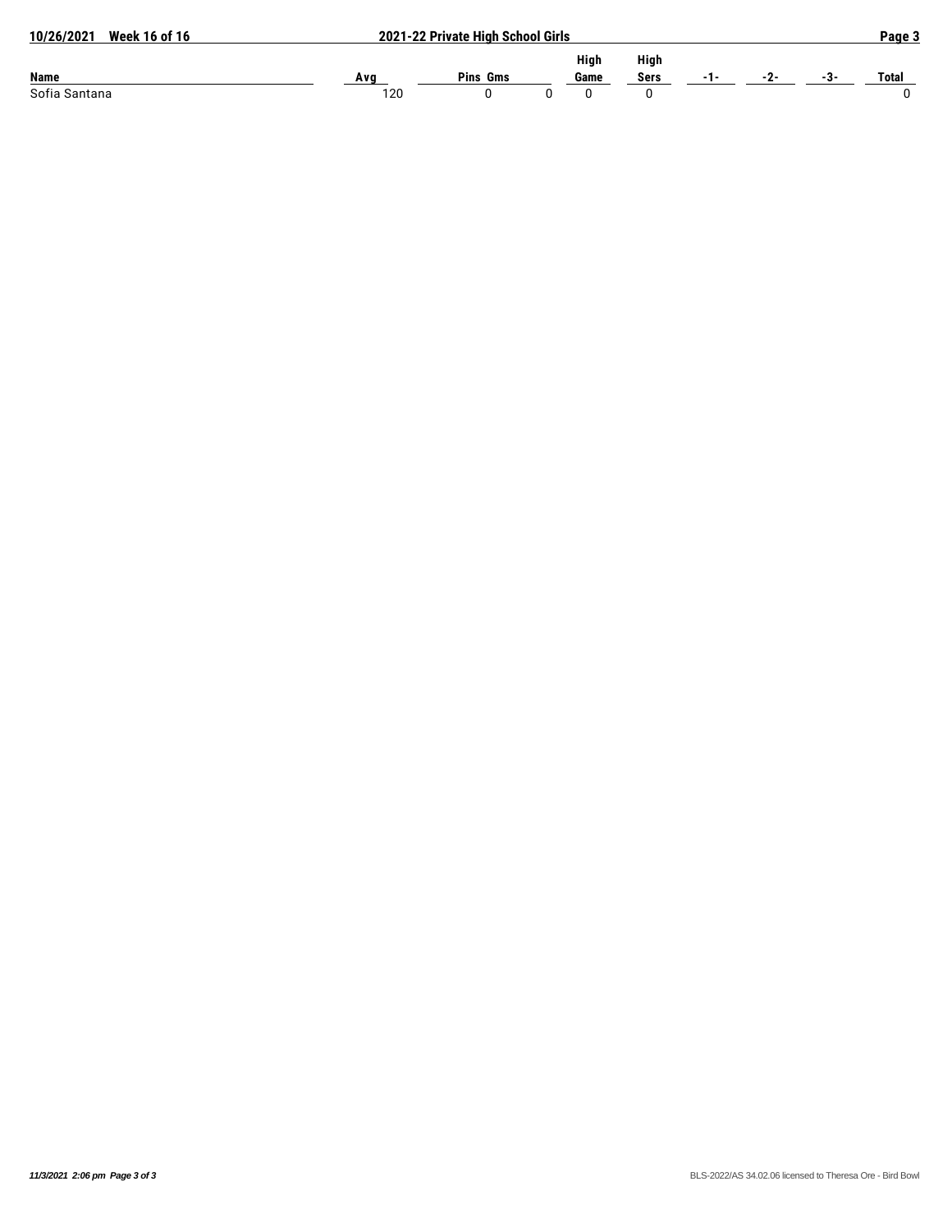| Name | Avg | Pins | Gms | High Game | High Sers | -1- | -2- | -3- | Total |
|---|---|---|---|---|---|---|---|---|---|
| Sofia Santana | 120 | 0 | 0 | 0 | 0 | | | | 0 |